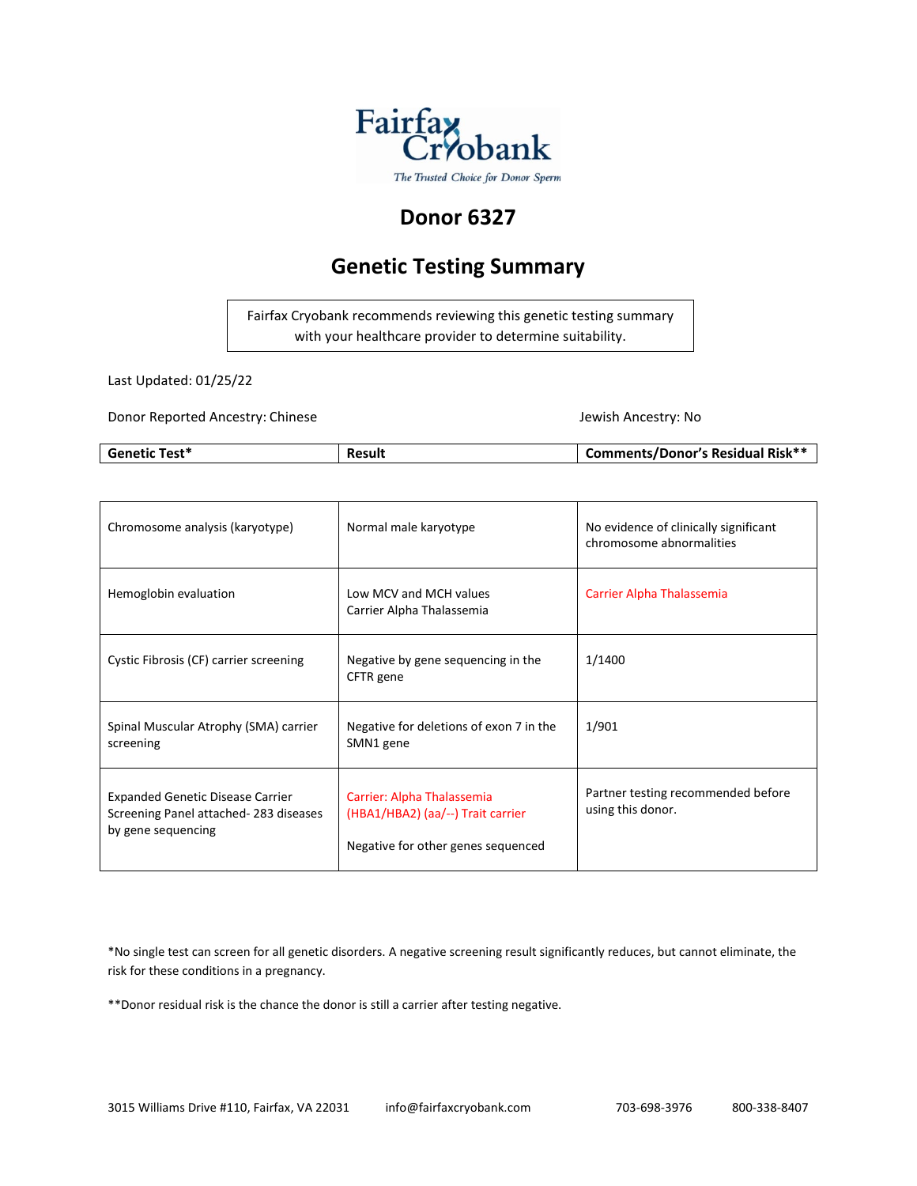Fairfax Cryobank
*The Trusted Choice for Donor Sperm*

# Donor 6327

## Genetic Testing Summary

> Fairfax Cryobank recommends reviewing this genetic testing summary with your healthcare provider to determine suitability.

Last Updated: 01/25/22

Donor Reported Ancestry: Chinese

Jewish Ancestry: No

| Genetic Test* | Result | Comments/Donor's Residual Risk** |
|---|---|---|
| Chromosome analysis (karyotype) | Normal male karyotype | No evidence of clinically significant chromosome abnormalities |
| Hemoglobin evaluation | Low MCV and MCH values<br>Carrier Alpha Thalassemia | Carrier Alpha Thalassemia |
| Cystic Fibrosis (CF) carrier screening | Negative by gene sequencing in the CFTR gene | 1/1400 |
| Spinal Muscular Atrophy (SMA) carrier screening | Negative for deletions of exon 7 in the SMN1 gene | 1/901 |
| Expanded Genetic Disease Carrier Screening Panel attached- 283 diseases by gene sequencing | Carrier: Alpha Thalassemia (HBA1/HBA2) (aa/--) Trait carrier<br><br>Negative for other genes sequenced | Partner testing recommended before using this donor. |

*No single test can screen for all genetic disorders. A negative screening result significantly reduces, but cannot eliminate, the risk for these conditions in a pregnancy.

**Donor residual risk is the chance the donor is still a carrier after testing negative.

3015 Williams Drive #110, Fairfax, VA 22031 info@fairfaxcryobank.com 703-698-3976 800-338-8407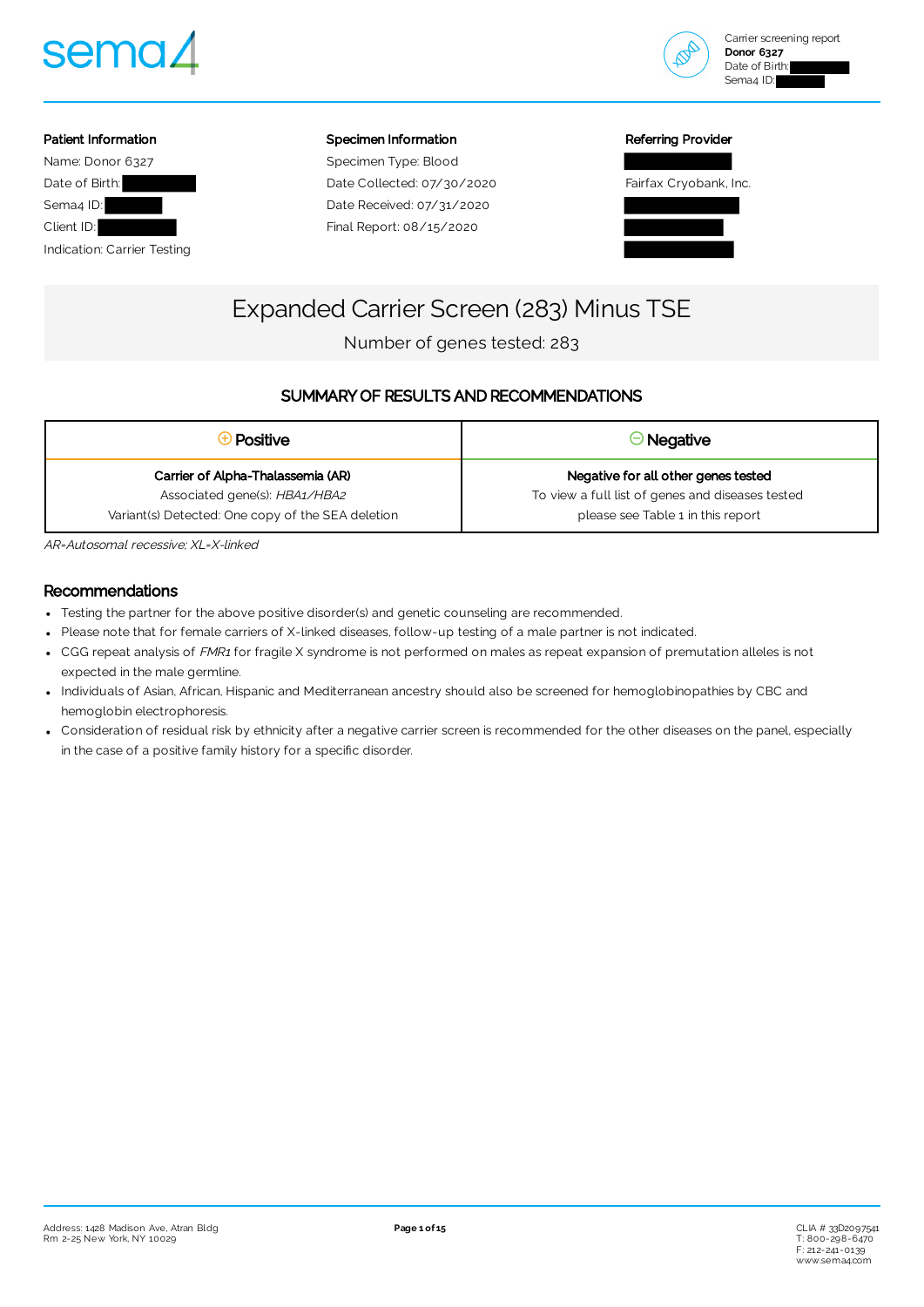Carrier screening report
**Donor 6327**
Date of Birth:
Sema4 ID:

**Patient Information**

Name: Donor 6327
Date of Birth:
Sema4 ID:
Client ID:
Indication: Carrier Testing

**Specimen Information**

Specimen Type: Blood
Date Collected: 07/30/2020
Date Received: 07/31/2020
Final Report: 08/15/2020

**Referring Provider**

Fairfax Cryobank, Inc.

# Expanded Carrier Screen (283) Minus TSE

Number of genes tested: 283

## SUMMARY OF RESULTS AND RECOMMENDATIONS

| ⊕ Positive | ⊖ Negative |
|---|---|
| **Carrier of Alpha-Thalassemia (AR)**<br>Associated gene(s): *HBA1/HBA2*<br>Variant(s) Detected: One copy of the SEA deletion | **Negative for all other genes tested**<br>To view a full list of genes and diseases tested please see Table 1 in this report |

*AR=Autosomal recessive; XL=X-linked*

## Recommendations

- Testing the partner for the above positive disorder(s) and genetic counseling are recommended.
- Please note that for female carriers of X-linked diseases, follow-up testing of a male partner is not indicated.
- CGG repeat analysis of *FMR1* for fragile X syndrome is not performed on males as repeat expansion of premutation alleles is not expected in the male germline.
- Individuals of Asian, African, Hispanic and Mediterranean ancestry should also be screened for hemoglobinopathies by CBC and hemoglobin electrophoresis.
- Consideration of residual risk by ethnicity after a negative carrier screen is recommended for the other diseases on the panel, especially in the case of a positive family history for a specific disorder.

Address: 1428 Madison Ave, Atran Bldg Rm 2-25 New York, NY 10029

CLIA # 33D2097541
T: 800-298-6470
F: 212-241-0139
www.sema4.com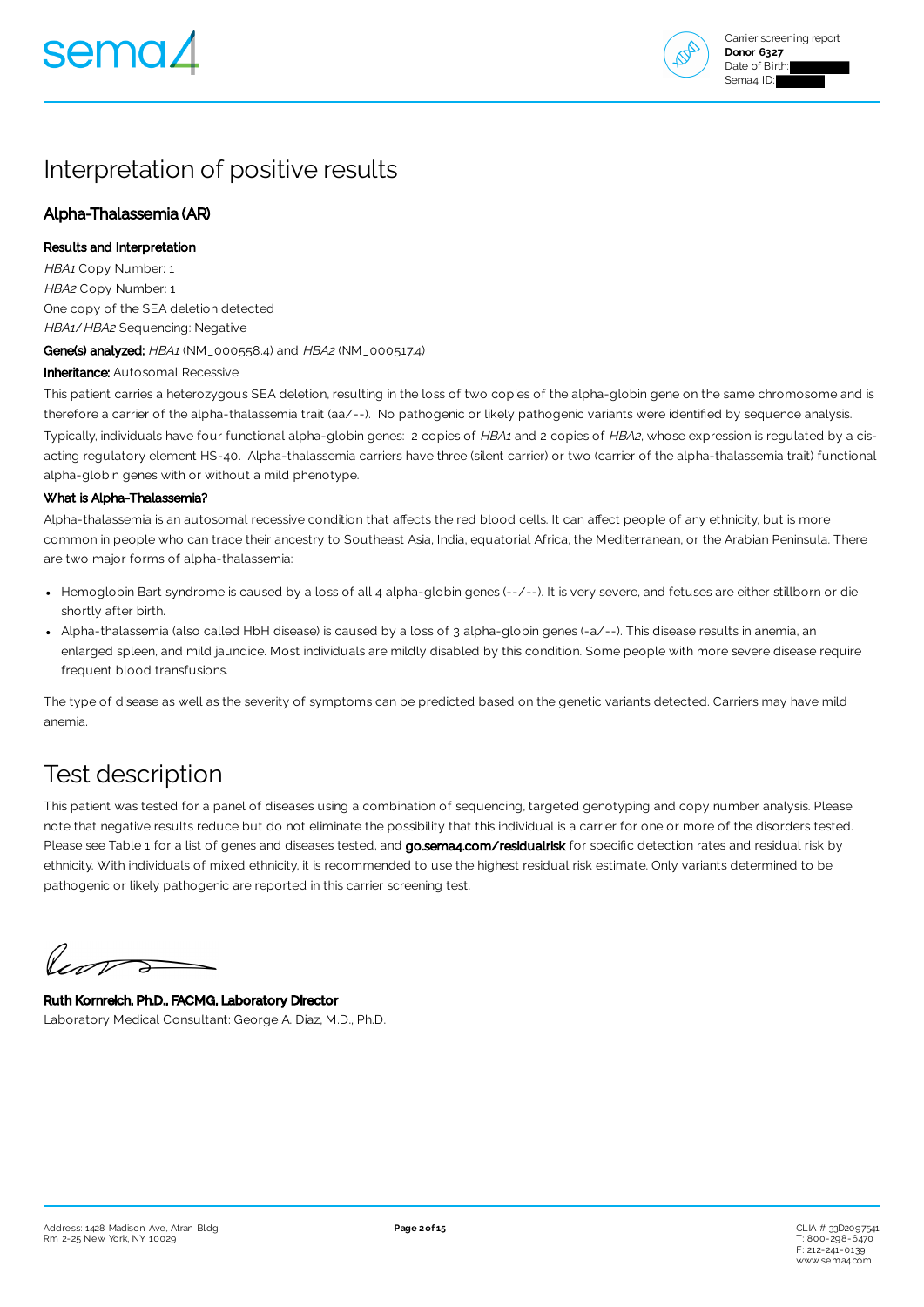# Interpretation of positive results

## Alpha-Thalassemia (AR)

**Results and Interpretation**

*HBA1* Copy Number: 1
*HBA2* Copy Number: 1
One copy of the SEA deletion detected
*HBA1/ HBA2* Sequencing: Negative

**Gene(s) analyzed:** *HBA1* (NM_000558.4) and *HBA2* (NM_000517.4)

**Inheritance:** Autosomal Recessive

This patient carries a heterozygous SEA deletion, resulting in the loss of two copies of the alpha-globin gene on the same chromosome and is therefore a carrier of the alpha-thalassemia trait (aa/--). No pathogenic or likely pathogenic variants were identified by sequence analysis.

Typically, individuals have four functional alpha-globin genes: 2 copies of *HBA1* and 2 copies of *HBA2*, whose expression is regulated by a cis-acting regulatory element HS-40. Alpha-thalassemia carriers have three (silent carrier) or two (carrier of the alpha-thalassemia trait) functional alpha-globin genes with or without a mild phenotype.

**What is Alpha-Thalassemia?**

Alpha-thalassemia is an autosomal recessive condition that affects the red blood cells. It can affect people of any ethnicity, but is more common in people who can trace their ancestry to Southeast Asia, India, equatorial Africa, the Mediterranean, or the Arabian Peninsula. There are two major forms of alpha-thalassemia:

- Hemoglobin Bart syndrome is caused by a loss of all 4 alpha-globin genes (--/--). It is very severe, and fetuses are either stillborn or die shortly after birth.
- Alpha-thalassemia (also called HbH disease) is caused by a loss of 3 alpha-globin genes (-a/--). This disease results in anemia, an enlarged spleen, and mild jaundice. Most individuals are mildly disabled by this condition. Some people with more severe disease require frequent blood transfusions.

The type of disease as well as the severity of symptoms can be predicted based on the genetic variants detected. Carriers may have mild anemia.

# Test description

This patient was tested for a panel of diseases using a combination of sequencing, targeted genotyping and copy number analysis. Please note that negative results reduce but do not eliminate the possibility that this individual is a carrier for one or more of the disorders tested. Please see Table 1 for a list of genes and diseases tested, and **go.sema4.com/residualrisk** for specific detection rates and residual risk by ethnicity. With individuals of mixed ethnicity, it is recommended to use the highest residual risk estimate. Only variants determined to be pathogenic or likely pathogenic are reported in this carrier screening test.

**Ruth Kornreich, Ph.D., FACMG, Laboratory Director**
Laboratory Medical Consultant: George A. Diaz, M.D., Ph.D.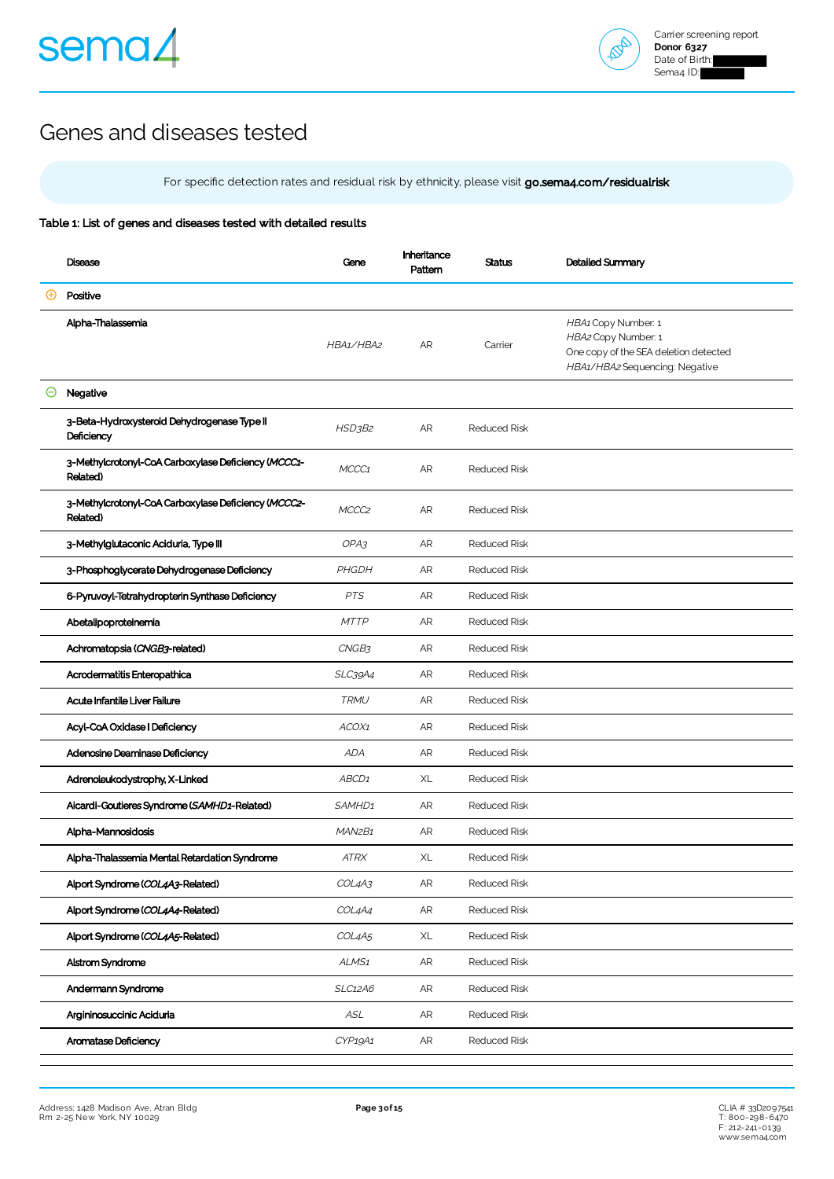# Genes and diseases tested

For specific detection rates and residual risk by ethnicity, please visit **go.sema4.com/residualrisk**

**Table 1: List of genes and diseases tested with detailed results**

| | Disease | Gene | Inheritance Pattern | Status | Detailed Summary |
|---|---|---|---|---|---|
| ⊕ | **Positive** | | | | |
| | Alpha-Thalassemia | *HBA1/HBA2* | AR | Carrier | *HBA1* Copy Number: 1<br>*HBA2* Copy Number: 1<br>One copy of the SEA deletion detected<br>*HBA1/HBA2* Sequencing: Negative |
| ⊖ | **Negative** | | | | |
| | 3-Beta-Hydroxysteroid Dehydrogenase Type II Deficiency | *HSD3B2* | AR | Reduced Risk | |
| | 3-Methylcrotonyl-CoA Carboxylase Deficiency (*MCCC1*-Related) | *MCCC1* | AR | Reduced Risk | |
| | 3-Methylcrotonyl-CoA Carboxylase Deficiency (*MCCC2*-Related) | *MCCC2* | AR | Reduced Risk | |
| | 3-Methylglutaconic Aciduria, Type III | *OPA3* | AR | Reduced Risk | |
| | 3-Phosphoglycerate Dehydrogenase Deficiency | *PHGDH* | AR | Reduced Risk | |
| | 6-Pyruvoyl-Tetrahydropterin Synthase Deficiency | *PTS* | AR | Reduced Risk | |
| | Abetalipoproteinemia | *MTTP* | AR | Reduced Risk | |
| | Achromatopsia (*CNGB3*-related) | *CNGB3* | AR | Reduced Risk | |
| | Acrodermatitis Enteropathica | *SLC39A4* | AR | Reduced Risk | |
| | Acute Infantile Liver Failure | *TRMU* | AR | Reduced Risk | |
| | Acyl-CoA Oxidase I Deficiency | *ACOX1* | AR | Reduced Risk | |
| | Adenosine Deaminase Deficiency | *ADA* | AR | Reduced Risk | |
| | Adrenoleukodystrophy, X-Linked | *ABCD1* | XL | Reduced Risk | |
| | Aicardi-Goutieres Syndrome (*SAMHD1*-Related) | *SAMHD1* | AR | Reduced Risk | |
| | Alpha-Mannosidosis | *MAN2B1* | AR | Reduced Risk | |
| | Alpha-Thalassemia Mental Retardation Syndrome | *ATRX* | XL | Reduced Risk | |
| | Alport Syndrome (*COL4A3*-Related) | *COL4A3* | AR | Reduced Risk | |
| | Alport Syndrome (*COL4A4*-Related) | *COL4A4* | AR | Reduced Risk | |
| | Alport Syndrome (*COL4A5*-Related) | *COL4A5* | XL | Reduced Risk | |
| | Alstrom Syndrome | *ALMS1* | AR | Reduced Risk | |
| | Andermann Syndrome | *SLC12A6* | AR | Reduced Risk | |
| | Argininosuccinic Aciduria | *ASL* | AR | Reduced Risk | |
| | Aromatase Deficiency | *CYP19A1* | AR | Reduced Risk | |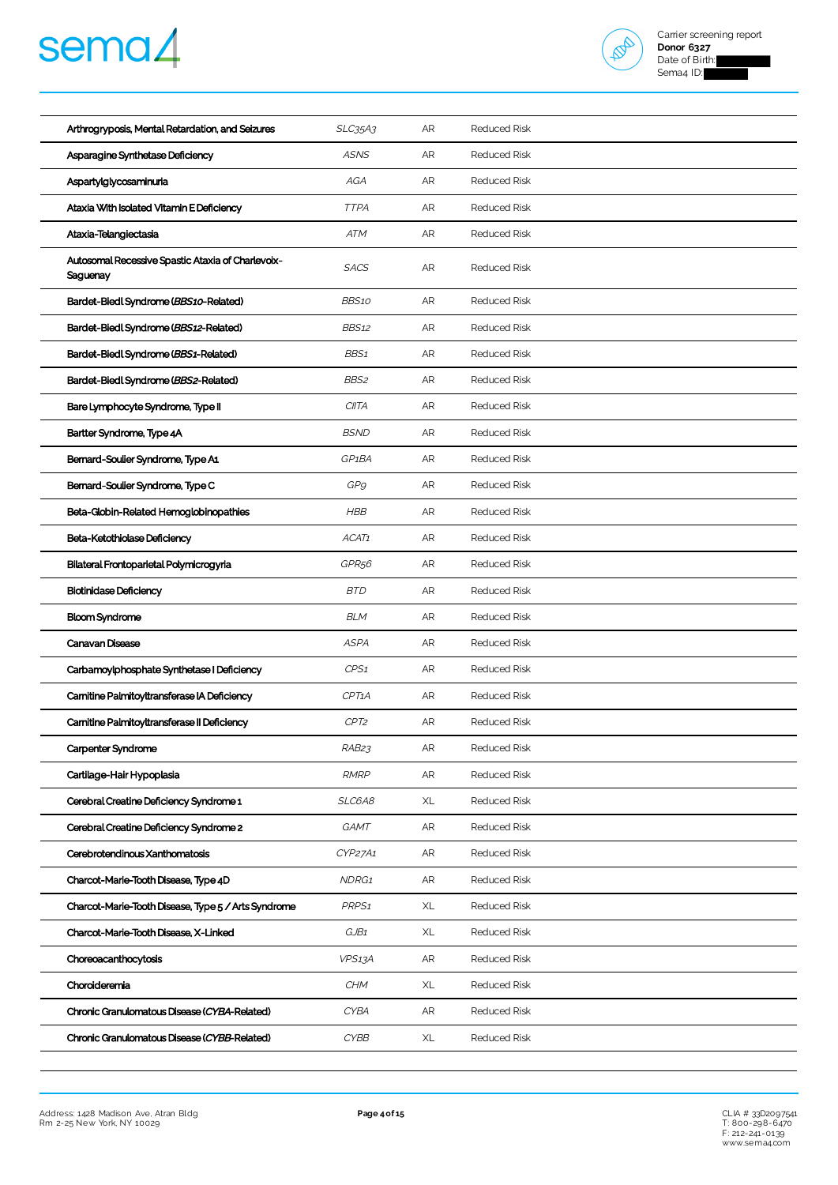| | | | |
|---|---|---|---|
| Arthrogryposis, Mental Retardation, and Seizures | *SLC35A3* | AR | Reduced Risk |
| Asparagine Synthetase Deficiency | *ASNS* | AR | Reduced Risk |
| Aspartylglycosaminuria | *AGA* | AR | Reduced Risk |
| Ataxia With Isolated Vitamin E Deficiency | *TTPA* | AR | Reduced Risk |
| Ataxia-Telangiectasia | *ATM* | AR | Reduced Risk |
| Autosomal Recessive Spastic Ataxia of Charlevoix-Saguenay | *SACS* | AR | Reduced Risk |
| Bardet-Biedl Syndrome (*BBS10*-Related) | *BBS10* | AR | Reduced Risk |
| Bardet-Biedl Syndrome (*BBS12*-Related) | *BBS12* | AR | Reduced Risk |
| Bardet-Biedl Syndrome (*BBS1*-Related) | *BBS1* | AR | Reduced Risk |
| Bardet-Biedl Syndrome (*BBS2*-Related) | *BBS2* | AR | Reduced Risk |
| Bare Lymphocyte Syndrome, Type II | *CIITA* | AR | Reduced Risk |
| Bartter Syndrome, Type 4A | *BSND* | AR | Reduced Risk |
| Bernard-Soulier Syndrome, Type A1 | *GP1BA* | AR | Reduced Risk |
| Bernard-Soulier Syndrome, Type C | *GP9* | AR | Reduced Risk |
| Beta-Globin-Related Hemoglobinopathies | *HBB* | AR | Reduced Risk |
| Beta-Ketothiolase Deficiency | *ACAT1* | AR | Reduced Risk |
| Bilateral Frontoparietal Polymicrogyria | *GPR56* | AR | Reduced Risk |
| Biotinidase Deficiency | *BTD* | AR | Reduced Risk |
| Bloom Syndrome | *BLM* | AR | Reduced Risk |
| Canavan Disease | *ASPA* | AR | Reduced Risk |
| Carbamoylphosphate Synthetase I Deficiency | *CPS1* | AR | Reduced Risk |
| Carnitine Palmitoyltransferase IA Deficiency | *CPT1A* | AR | Reduced Risk |
| Carnitine Palmitoyltransferase II Deficiency | *CPT2* | AR | Reduced Risk |
| Carpenter Syndrome | *RAB23* | AR | Reduced Risk |
| Cartilage-Hair Hypoplasia | *RMRP* | AR | Reduced Risk |
| Cerebral Creatine Deficiency Syndrome 1 | *SLC6A8* | XL | Reduced Risk |
| Cerebral Creatine Deficiency Syndrome 2 | *GAMT* | AR | Reduced Risk |
| Cerebrotendinous Xanthomatosis | *CYP27A1* | AR | Reduced Risk |
| Charcot-Marie-Tooth Disease, Type 4D | *NDRG1* | AR | Reduced Risk |
| Charcot-Marie-Tooth Disease, Type 5 / Arts Syndrome | *PRPS1* | XL | Reduced Risk |
| Charcot-Marie-Tooth Disease, X-Linked | *GJB1* | XL | Reduced Risk |
| Choreoacanthocytosis | *VPS13A* | AR | Reduced Risk |
| Choroideremia | *CHM* | XL | Reduced Risk |
| Chronic Granulomatous Disease (*CYBA*-Related) | *CYBA* | AR | Reduced Risk |
| Chronic Granulomatous Disease (*CYBB*-Related) | *CYBB* | XL | Reduced Risk |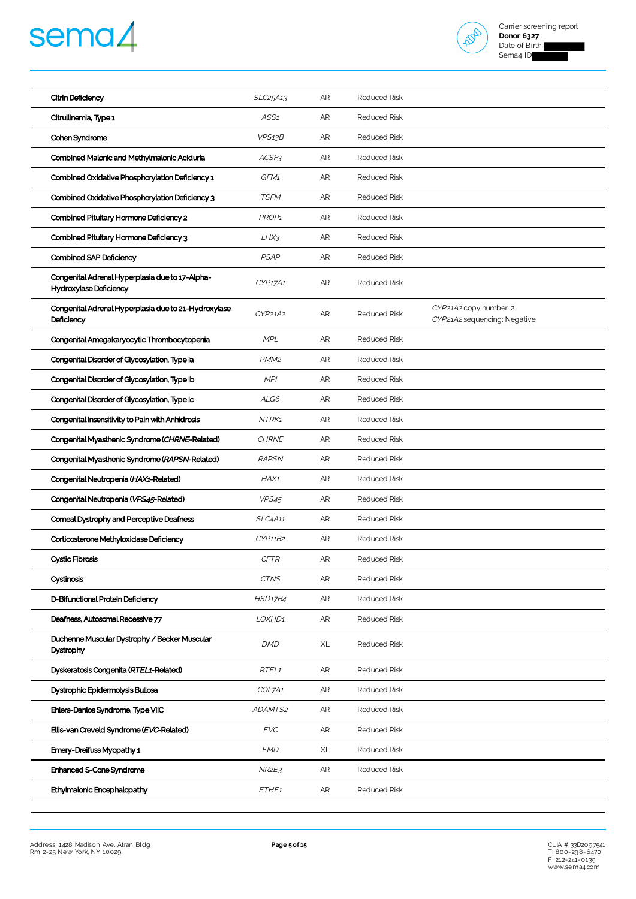| | | | | |
|---|---|---|---|---|
| Citrin Deficiency | *SLC25A13* | AR | Reduced Risk | |
| Citrullinemia, Type 1 | *ASS1* | AR | Reduced Risk | |
| Cohen Syndrome | *VPS13B* | AR | Reduced Risk | |
| Combined Malonic and Methylmalonic Aciduria | *ACSF3* | AR | Reduced Risk | |
| Combined Oxidative Phosphorylation Deficiency 1 | *GFM1* | AR | Reduced Risk | |
| Combined Oxidative Phosphorylation Deficiency 3 | *TSFM* | AR | Reduced Risk | |
| Combined Pituitary Hormone Deficiency 2 | *PROP1* | AR | Reduced Risk | |
| Combined Pituitary Hormone Deficiency 3 | *LHX3* | AR | Reduced Risk | |
| Combined SAP Deficiency | *PSAP* | AR | Reduced Risk | |
| Congenital Adrenal Hyperplasia due to 17-Alpha-Hydroxylase Deficiency | *CYP17A1* | AR | Reduced Risk | |
| Congenital Adrenal Hyperplasia due to 21-Hydroxylase Deficiency | *CYP21A2* | AR | Reduced Risk | *CYP21A2* copy number: 2<br>*CYP21A2* sequencing: Negative |
| Congenital Amegakaryocytic Thrombocytopenia | *MPL* | AR | Reduced Risk | |
| Congenital Disorder of Glycosylation, Type Ia | *PMM2* | AR | Reduced Risk | |
| Congenital Disorder of Glycosylation, Type Ib | *MPI* | AR | Reduced Risk | |
| Congenital Disorder of Glycosylation, Type Ic | *ALG6* | AR | Reduced Risk | |
| Congenital Insensitivity to Pain with Anhidrosis | *NTRK1* | AR | Reduced Risk | |
| Congenital Myasthenic Syndrome (*CHRNE*-Related) | *CHRNE* | AR | Reduced Risk | |
| Congenital Myasthenic Syndrome (*RAPSN*-Related) | *RAPSN* | AR | Reduced Risk | |
| Congenital Neutropenia (*HAX1*-Related) | *HAX1* | AR | Reduced Risk | |
| Congenital Neutropenia (*VPS45*-Related) | *VPS45* | AR | Reduced Risk | |
| Corneal Dystrophy and Perceptive Deafness | *SLC4A11* | AR | Reduced Risk | |
| Corticosterone Methyloxidase Deficiency | *CYP11B2* | AR | Reduced Risk | |
| Cystic Fibrosis | *CFTR* | AR | Reduced Risk | |
| Cystinosis | *CTNS* | AR | Reduced Risk | |
| D-Bifunctional Protein Deficiency | *HSD17B4* | AR | Reduced Risk | |
| Deafness, Autosomal Recessive 77 | *LOXHD1* | AR | Reduced Risk | |
| Duchenne Muscular Dystrophy / Becker Muscular Dystrophy | *DMD* | XL | Reduced Risk | |
| Dyskeratosis Congenita (*RTEL1*-Related) | *RTEL1* | AR | Reduced Risk | |
| Dystrophic Epidermolysis Bullosa | *COL7A1* | AR | Reduced Risk | |
| Ehlers-Danlos Syndrome, Type VIIC | *ADAMTS2* | AR | Reduced Risk | |
| Ellis-van Creveld Syndrome (*EVC*-Related) | *EVC* | AR | Reduced Risk | |
| Emery-Dreifuss Myopathy 1 | *EMD* | XL | Reduced Risk | |
| Enhanced S-Cone Syndrome | *NR2E3* | AR | Reduced Risk | |
| Ethylmalonic Encephalopathy | *ETHE1* | AR | Reduced Risk | |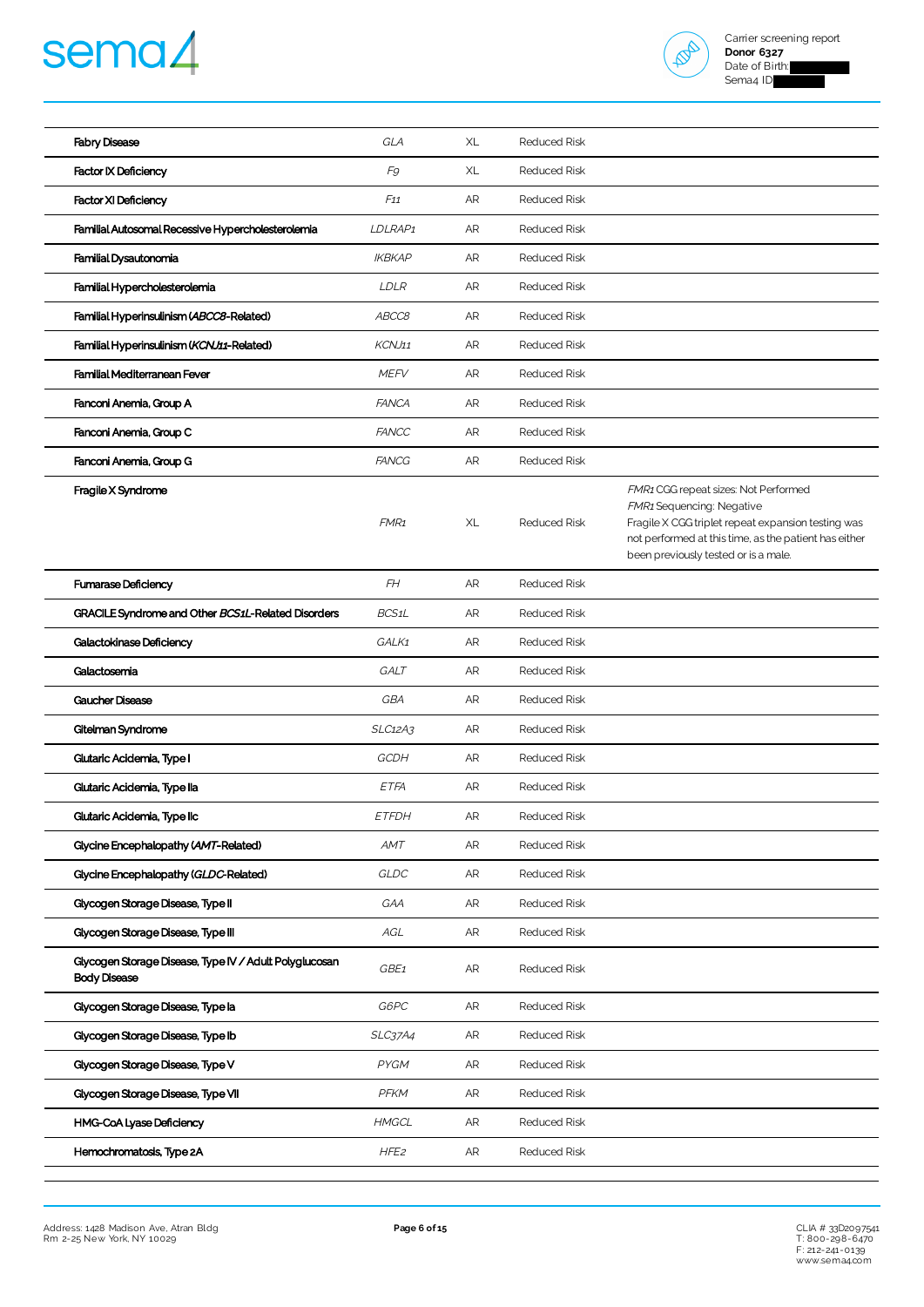| | | | | |
|---|---|---|---|---|
| **Fabry Disease** | *GLA* | XL | Reduced Risk | |
| **Factor IX Deficiency** | *F9* | XL | Reduced Risk | |
| **Factor XI Deficiency** | *F11* | AR | Reduced Risk | |
| **Familial Autosomal Recessive Hypercholesterolemia** | *LDLRAP1* | AR | Reduced Risk | |
| **Familial Dysautonomia** | *IKBKAP* | AR | Reduced Risk | |
| **Familial Hypercholesterolemia** | *LDLR* | AR | Reduced Risk | |
| **Familial Hyperinsulinism (*ABCC8*-Related)** | *ABCC8* | AR | Reduced Risk | |
| **Familial Hyperinsulinism (*KCNJ11*-Related)** | *KCNJ11* | AR | Reduced Risk | |
| **Familial Mediterranean Fever** | *MEFV* | AR | Reduced Risk | |
| **Fanconi Anemia, Group A** | *FANCA* | AR | Reduced Risk | |
| **Fanconi Anemia, Group C** | *FANCC* | AR | Reduced Risk | |
| **Fanconi Anemia, Group G** | *FANCG* | AR | Reduced Risk | |
| **Fragile X Syndrome** | *FMR1* | XL | Reduced Risk | *FMR1* CGG repeat sizes: Not Performed<br>*FMR1* Sequencing: Negative<br>Fragile X CGG triplet repeat expansion testing was not performed at this time, as the patient has either been previously tested or is a male. |
| **Fumarase Deficiency** | *FH* | AR | Reduced Risk | |
| **GRACILE Syndrome and Other *BCS1L*-Related Disorders** | *BCS1L* | AR | Reduced Risk | |
| **Galactokinase Deficiency** | *GALK1* | AR | Reduced Risk | |
| **Galactosemia** | *GALT* | AR | Reduced Risk | |
| **Gaucher Disease** | *GBA* | AR | Reduced Risk | |
| **Gitelman Syndrome** | *SLC12A3* | AR | Reduced Risk | |
| **Glutaric Acidemia, Type I** | *GCDH* | AR | Reduced Risk | |
| **Glutaric Acidemia, Type IIa** | *ETFA* | AR | Reduced Risk | |
| **Glutaric Acidemia, Type IIc** | *ETFDH* | AR | Reduced Risk | |
| **Glycine Encephalopathy (*AMT*-Related)** | *AMT* | AR | Reduced Risk | |
| **Glycine Encephalopathy (*GLDC*-Related)** | *GLDC* | AR | Reduced Risk | |
| **Glycogen Storage Disease, Type II** | *GAA* | AR | Reduced Risk | |
| **Glycogen Storage Disease, Type III** | *AGL* | AR | Reduced Risk | |
| **Glycogen Storage Disease, Type IV / Adult Polyglucosan Body Disease** | *GBE1* | AR | Reduced Risk | |
| **Glycogen Storage Disease, Type Ia** | *G6PC* | AR | Reduced Risk | |
| **Glycogen Storage Disease, Type Ib** | *SLC37A4* | AR | Reduced Risk | |
| **Glycogen Storage Disease, Type V** | *PYGM* | AR | Reduced Risk | |
| **Glycogen Storage Disease, Type VII** | *PFKM* | AR | Reduced Risk | |
| **HMG-CoA Lyase Deficiency** | *HMGCL* | AR | Reduced Risk | |
| **Hemochromatosis, Type 2A** | *HFE2* | AR | Reduced Risk | |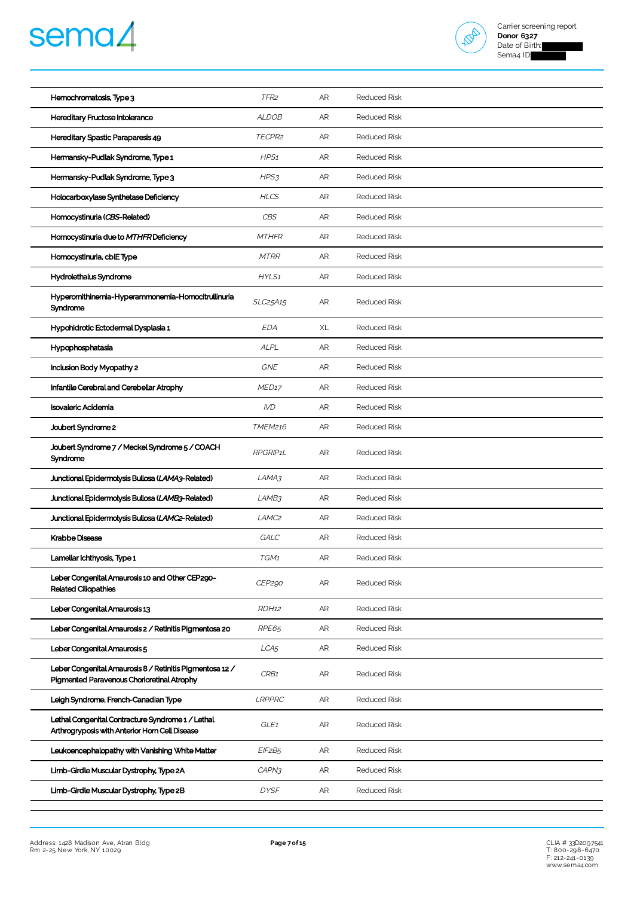| | | | |
|---|---|---|---|
| Hemochromatosis, Type 3 | *TFR2* | AR | Reduced Risk |
| Hereditary Fructose Intolerance | *ALDOB* | AR | Reduced Risk |
| Hereditary Spastic Paraparesis 49 | *TECPR2* | AR | Reduced Risk |
| Hermansky-Pudlak Syndrome, Type 1 | *HPS1* | AR | Reduced Risk |
| Hermansky-Pudlak Syndrome, Type 3 | *HPS3* | AR | Reduced Risk |
| Holocarboxylase Synthetase Deficiency | *HLCS* | AR | Reduced Risk |
| Homocystinuria (*CBS*-Related) | *CBS* | AR | Reduced Risk |
| Homocystinuria due to *MTHFR* Deficiency | *MTHFR* | AR | Reduced Risk |
| Homocystinuria, cblE Type | *MTRR* | AR | Reduced Risk |
| Hydrolethalus Syndrome | *HYLS1* | AR | Reduced Risk |
| Hyperornithinemia-Hyperammonemia-Homocitrullinuria Syndrome | *SLC25A15* | AR | Reduced Risk |
| Hypohidrotic Ectodermal Dysplasia 1 | *EDA* | XL | Reduced Risk |
| Hypophosphatasia | *ALPL* | AR | Reduced Risk |
| Inclusion Body Myopathy 2 | *GNE* | AR | Reduced Risk |
| Infantile Cerebral and Cerebellar Atrophy | *MED17* | AR | Reduced Risk |
| Isovaleric Acidemia | *IVD* | AR | Reduced Risk |
| Joubert Syndrome 2 | *TMEM216* | AR | Reduced Risk |
| Joubert Syndrome 7 / Meckel Syndrome 5 / COACH Syndrome | *RPGRIP1L* | AR | Reduced Risk |
| Junctional Epidermolysis Bullosa (*LAMA3*-Related) | *LAMA3* | AR | Reduced Risk |
| Junctional Epidermolysis Bullosa (*LAMB3*-Related) | *LAMB3* | AR | Reduced Risk |
| Junctional Epidermolysis Bullosa (*LAMC2*-Related) | *LAMC2* | AR | Reduced Risk |
| Krabbe Disease | *GALC* | AR | Reduced Risk |
| Lamellar Ichthyosis, Type 1 | *TGM1* | AR | Reduced Risk |
| Leber Congenital Amaurosis 10 and Other CEP290-Related Ciliopathies | *CEP290* | AR | Reduced Risk |
| Leber Congenital Amaurosis 13 | *RDH12* | AR | Reduced Risk |
| Leber Congenital Amaurosis 2 / Retinitis Pigmentosa 20 | *RPE65* | AR | Reduced Risk |
| Leber Congenital Amaurosis 5 | *LCA5* | AR | Reduced Risk |
| Leber Congenital Amaurosis 8 / Retinitis Pigmentosa 12 / Pigmented Paravenous Chorioretinal Atrophy | *CRB1* | AR | Reduced Risk |
| Leigh Syndrome, French-Canadian Type | *LRPPRC* | AR | Reduced Risk |
| Lethal Congenital Contracture Syndrome 1 / Lethal Arthrogryposis with Anterior Horn Cell Disease | *GLE1* | AR | Reduced Risk |
| Leukoencephalopathy with Vanishing White Matter | *EIF2B5* | AR | Reduced Risk |
| Limb-Girdle Muscular Dystrophy, Type 2A | *CAPN3* | AR | Reduced Risk |
| Limb-Girdle Muscular Dystrophy, Type 2B | *DYSF* | AR | Reduced Risk |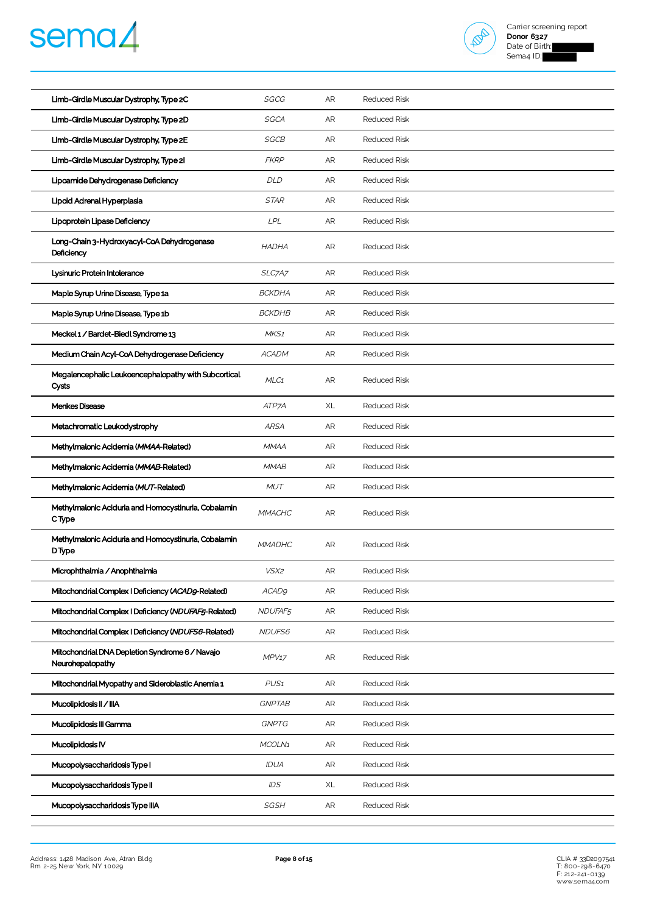| | | | |
|---|---|---|---|
| Limb-Girdle Muscular Dystrophy, Type 2C | *SGCG* | AR | Reduced Risk |
| Limb-Girdle Muscular Dystrophy, Type 2D | *SGCA* | AR | Reduced Risk |
| Limb-Girdle Muscular Dystrophy, Type 2E | *SGCB* | AR | Reduced Risk |
| Limb-Girdle Muscular Dystrophy, Type 2I | *FKRP* | AR | Reduced Risk |
| Lipoamide Dehydrogenase Deficiency | *DLD* | AR | Reduced Risk |
| Lipoid Adrenal Hyperplasia | *STAR* | AR | Reduced Risk |
| Lipoprotein Lipase Deficiency | *LPL* | AR | Reduced Risk |
| Long-Chain 3-Hydroxyacyl-CoA Dehydrogenase Deficiency | *HADHA* | AR | Reduced Risk |
| Lysinuric Protein Intolerance | *SLC7A7* | AR | Reduced Risk |
| Maple Syrup Urine Disease, Type 1a | *BCKDHA* | AR | Reduced Risk |
| Maple Syrup Urine Disease, Type 1b | *BCKDHB* | AR | Reduced Risk |
| Meckel 1 / Bardet-Biedl Syndrome 13 | *MKS1* | AR | Reduced Risk |
| Medium Chain Acyl-CoA Dehydrogenase Deficiency | *ACADM* | AR | Reduced Risk |
| Megalencephalic Leukoencephalopathy with Subcortical Cysts | *MLC1* | AR | Reduced Risk |
| Menkes Disease | *ATP7A* | XL | Reduced Risk |
| Metachromatic Leukodystrophy | *ARSA* | AR | Reduced Risk |
| Methylmalonic Acidemia (*MMAA*-Related) | *MMAA* | AR | Reduced Risk |
| Methylmalonic Acidemia (*MMAB*-Related) | *MMAB* | AR | Reduced Risk |
| Methylmalonic Acidemia (*MUT*-Related) | *MUT* | AR | Reduced Risk |
| Methylmalonic Aciduria and Homocystinuria, Cobalamin C Type | *MMACHC* | AR | Reduced Risk |
| Methylmalonic Aciduria and Homocystinuria, Cobalamin D Type | *MMADHC* | AR | Reduced Risk |
| Microphthalmia / Anophthalmia | *VSX2* | AR | Reduced Risk |
| Mitochondrial Complex I Deficiency (*ACAD9*-Related) | *ACAD9* | AR | Reduced Risk |
| Mitochondrial Complex I Deficiency (*NDUFAF5*-Related) | *NDUFAF5* | AR | Reduced Risk |
| Mitochondrial Complex I Deficiency (*NDUFS6*-Related) | *NDUFS6* | AR | Reduced Risk |
| Mitochondrial DNA Depletion Syndrome 6 / Navajo Neurohepatopathy | *MPV17* | AR | Reduced Risk |
| Mitochondrial Myopathy and Sideroblastic Anemia 1 | *PUS1* | AR | Reduced Risk |
| Mucolipidosis II / IIIA | *GNPTAB* | AR | Reduced Risk |
| Mucolipidosis III Gamma | *GNPTG* | AR | Reduced Risk |
| Mucolipidosis IV | *MCOLN1* | AR | Reduced Risk |
| Mucopolysaccharidosis Type I | *IDUA* | AR | Reduced Risk |
| Mucopolysaccharidosis Type II | *IDS* | XL | Reduced Risk |
| Mucopolysaccharidosis Type IIIA | *SGSH* | AR | Reduced Risk |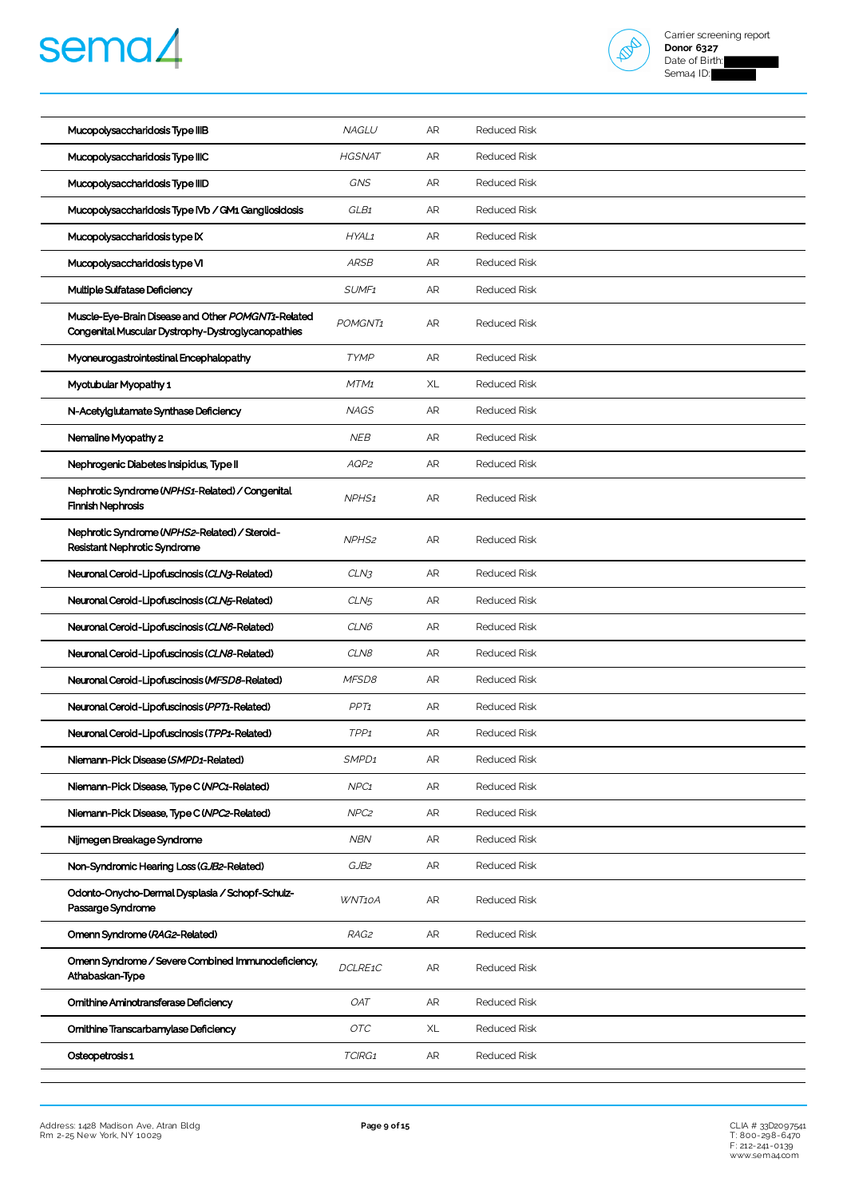| | | | |
|---|---|---|---|
| Mucopolysaccharidosis Type IIIB | *NAGLU* | AR | Reduced Risk |
| Mucopolysaccharidosis Type IIIC | *HGSNAT* | AR | Reduced Risk |
| Mucopolysaccharidosis Type IIID | *GNS* | AR | Reduced Risk |
| Mucopolysaccharidosis Type IVb / GM1 Gangliosidosis | *GLB1* | AR | Reduced Risk |
| Mucopolysaccharidosis type IX | *HYAL1* | AR | Reduced Risk |
| Mucopolysaccharidosis type VI | *ARSB* | AR | Reduced Risk |
| Multiple Sulfatase Deficiency | *SUMF1* | AR | Reduced Risk |
| Muscle-Eye-Brain Disease and Other *POMGNT1*-Related Congenital Muscular Dystrophy-Dystroglycanopathies | *POMGNT1* | AR | Reduced Risk |
| Myoneurogastrointestinal Encephalopathy | *TYMP* | AR | Reduced Risk |
| Myotubular Myopathy 1 | *MTM1* | XL | Reduced Risk |
| N-Acetylglutamate Synthase Deficiency | *NAGS* | AR | Reduced Risk |
| Nemaline Myopathy 2 | *NEB* | AR | Reduced Risk |
| Nephrogenic Diabetes Insipidus, Type II | *AQP2* | AR | Reduced Risk |
| Nephrotic Syndrome (*NPHS1*-Related) / Congenital Finnish Nephrosis | *NPHS1* | AR | Reduced Risk |
| Nephrotic Syndrome (*NPHS2*-Related) / Steroid-Resistant Nephrotic Syndrome | *NPHS2* | AR | Reduced Risk |
| Neuronal Ceroid-Lipofuscinosis (*CLN3*-Related) | *CLN3* | AR | Reduced Risk |
| Neuronal Ceroid-Lipofuscinosis (*CLN5*-Related) | *CLN5* | AR | Reduced Risk |
| Neuronal Ceroid-Lipofuscinosis (*CLN6*-Related) | *CLN6* | AR | Reduced Risk |
| Neuronal Ceroid-Lipofuscinosis (*CLN8*-Related) | *CLN8* | AR | Reduced Risk |
| Neuronal Ceroid-Lipofuscinosis (*MFSD8*-Related) | *MFSD8* | AR | Reduced Risk |
| Neuronal Ceroid-Lipofuscinosis (*PPT1*-Related) | *PPT1* | AR | Reduced Risk |
| Neuronal Ceroid-Lipofuscinosis (*TPP1*-Related) | *TPP1* | AR | Reduced Risk |
| Niemann-Pick Disease (*SMPD1*-Related) | *SMPD1* | AR | Reduced Risk |
| Niemann-Pick Disease, Type C (*NPC1*-Related) | *NPC1* | AR | Reduced Risk |
| Niemann-Pick Disease, Type C (*NPC2*-Related) | *NPC2* | AR | Reduced Risk |
| Nijmegen Breakage Syndrome | *NBN* | AR | Reduced Risk |
| Non-Syndromic Hearing Loss (*GJB2*-Related) | *GJB2* | AR | Reduced Risk |
| Odonto-Onycho-Dermal Dysplasia / Schopf-Schulz-Passarge Syndrome | *WNT10A* | AR | Reduced Risk |
| Omenn Syndrome (*RAG2*-Related) | *RAG2* | AR | Reduced Risk |
| Omenn Syndrome / Severe Combined Immunodeficiency, Athabaskan-Type | *DCLRE1C* | AR | Reduced Risk |
| Ornithine Aminotransferase Deficiency | *OAT* | AR | Reduced Risk |
| Ornithine Transcarbamylase Deficiency | *OTC* | XL | Reduced Risk |
| Osteopetrosis 1 | *TCIRG1* | AR | Reduced Risk |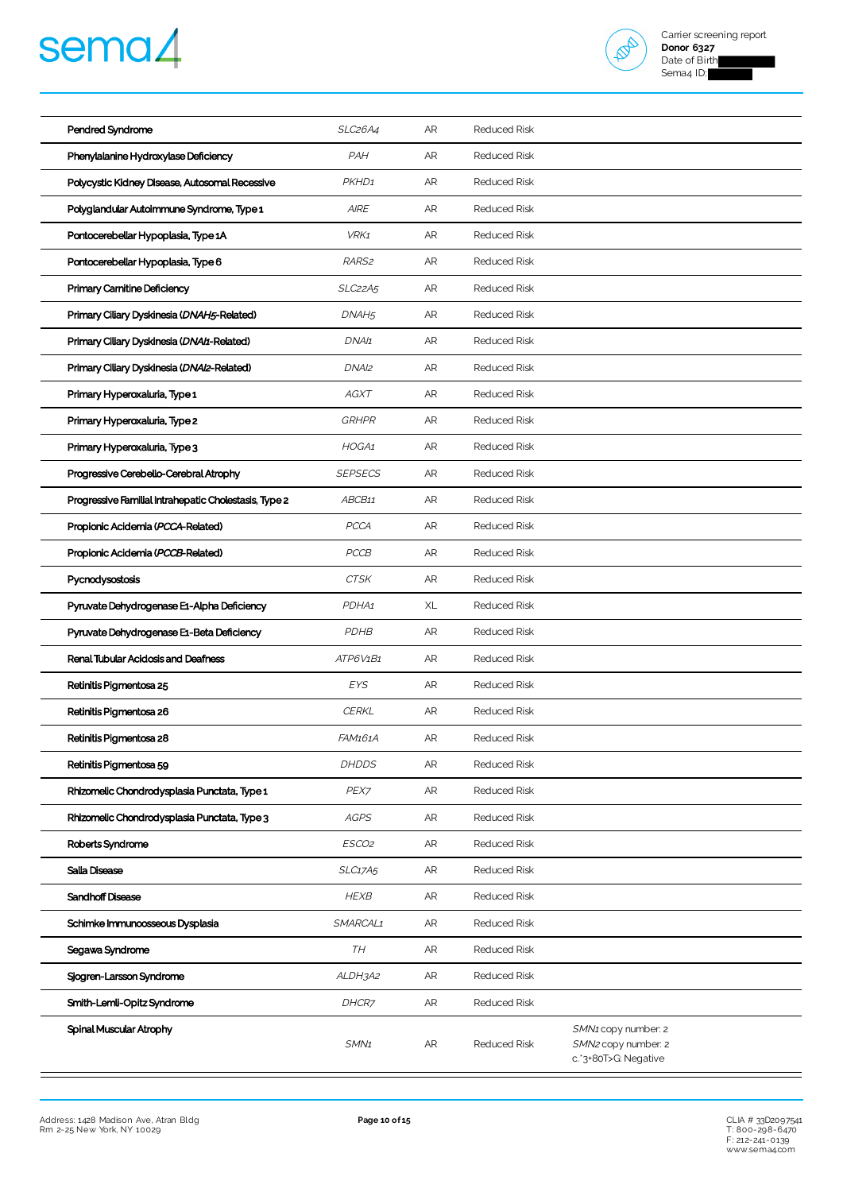| | | | | |
|---|---|---|---|---|
| Pendred Syndrome | *SLC26A4* | AR | Reduced Risk | |
| Phenylalanine Hydroxylase Deficiency | *PAH* | AR | Reduced Risk | |
| Polycystic Kidney Disease, Autosomal Recessive | *PKHD1* | AR | Reduced Risk | |
| Polyglandular Autoimmune Syndrome, Type 1 | *AIRE* | AR | Reduced Risk | |
| Pontocerebellar Hypoplasia, Type 1A | *VRK1* | AR | Reduced Risk | |
| Pontocerebellar Hypoplasia, Type 6 | *RARS2* | AR | Reduced Risk | |
| Primary Carnitine Deficiency | *SLC22A5* | AR | Reduced Risk | |
| Primary Ciliary Dyskinesia (*DNAH5*-Related) | *DNAH5* | AR | Reduced Risk | |
| Primary Ciliary Dyskinesia (*DNAI1*-Related) | *DNAI1* | AR | Reduced Risk | |
| Primary Ciliary Dyskinesia (*DNAI2*-Related) | *DNAI2* | AR | Reduced Risk | |
| Primary Hyperoxaluria, Type 1 | *AGXT* | AR | Reduced Risk | |
| Primary Hyperoxaluria, Type 2 | *GRHPR* | AR | Reduced Risk | |
| Primary Hyperoxaluria, Type 3 | *HOGA1* | AR | Reduced Risk | |
| Progressive Cerebello-Cerebral Atrophy | *SEPSECS* | AR | Reduced Risk | |
| Progressive Familial Intrahepatic Cholestasis, Type 2 | *ABCB11* | AR | Reduced Risk | |
| Propionic Acidemia (*PCCA*-Related) | *PCCA* | AR | Reduced Risk | |
| Propionic Acidemia (*PCCB*-Related) | *PCCB* | AR | Reduced Risk | |
| Pycnodysostosis | *CTSK* | AR | Reduced Risk | |
| Pyruvate Dehydrogenase E1-Alpha Deficiency | *PDHA1* | XL | Reduced Risk | |
| Pyruvate Dehydrogenase E1-Beta Deficiency | *PDHB* | AR | Reduced Risk | |
| Renal Tubular Acidosis and Deafness | *ATP6V1B1* | AR | Reduced Risk | |
| Retinitis Pigmentosa 25 | *EYS* | AR | Reduced Risk | |
| Retinitis Pigmentosa 26 | *CERKL* | AR | Reduced Risk | |
| Retinitis Pigmentosa 28 | *FAM161A* | AR | Reduced Risk | |
| Retinitis Pigmentosa 59 | *DHDDS* | AR | Reduced Risk | |
| Rhizomelic Chondrodysplasia Punctata, Type 1 | *PEX7* | AR | Reduced Risk | |
| Rhizomelic Chondrodysplasia Punctata, Type 3 | *AGPS* | AR | Reduced Risk | |
| Roberts Syndrome | *ESCO2* | AR | Reduced Risk | |
| Salla Disease | *SLC17A5* | AR | Reduced Risk | |
| Sandhoff Disease | *HEXB* | AR | Reduced Risk | |
| Schimke Immunoosseous Dysplasia | *SMARCAL1* | AR | Reduced Risk | |
| Segawa Syndrome | *TH* | AR | Reduced Risk | |
| Sjogren-Larsson Syndrome | *ALDH3A2* | AR | Reduced Risk | |
| Smith-Lemli-Opitz Syndrome | *DHCR7* | AR | Reduced Risk | |
| Spinal Muscular Atrophy | *SMN1* | AR | Reduced Risk | *SMN1* copy number: 2<br>*SMN2* copy number: 2<br>c.*3+80T>G: Negative |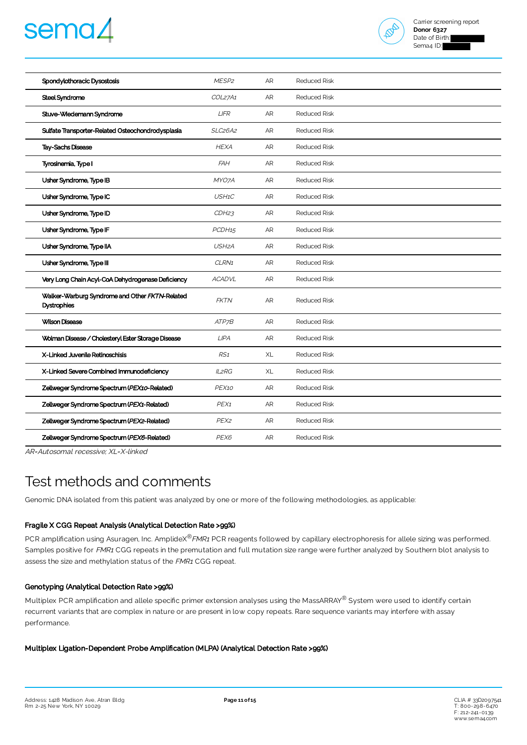| | | | |
|---|---|---|---|
| Spondylothoracic Dysostosis | *MESP2* | AR | Reduced Risk |
| Steel Syndrome | *COL27A1* | AR | Reduced Risk |
| Stuve-Wiedemann Syndrome | *LIFR* | AR | Reduced Risk |
| Sulfate Transporter-Related Osteochondrodysplasia | *SLC26A2* | AR | Reduced Risk |
| Tay-Sachs Disease | *HEXA* | AR | Reduced Risk |
| Tyrosinemia, Type I | *FAH* | AR | Reduced Risk |
| Usher Syndrome, Type IB | *MYO7A* | AR | Reduced Risk |
| Usher Syndrome, Type IC | *USH1C* | AR | Reduced Risk |
| Usher Syndrome, Type ID | *CDH23* | AR | Reduced Risk |
| Usher Syndrome, Type IF | *PCDH15* | AR | Reduced Risk |
| Usher Syndrome, Type IIA | *USH2A* | AR | Reduced Risk |
| Usher Syndrome, Type III | *CLRN1* | AR | Reduced Risk |
| Very Long Chain Acyl-CoA Dehydrogenase Deficiency | *ACADVL* | AR | Reduced Risk |
| Walker-Warburg Syndrome and Other *FKTN*-Related Dystrophies | *FKTN* | AR | Reduced Risk |
| Wilson Disease | *ATP7B* | AR | Reduced Risk |
| Wolman Disease / Cholesteryl Ester Storage Disease | *LIPA* | AR | Reduced Risk |
| X-Linked Juvenile Retinoschisis | *RS1* | XL | Reduced Risk |
| X-Linked Severe Combined Immunodeficiency | *IL2RG* | XL | Reduced Risk |
| Zellweger Syndrome Spectrum (*PEX10*-Related) | *PEX10* | AR | Reduced Risk |
| Zellweger Syndrome Spectrum (*PEX1*-Related) | *PEX1* | AR | Reduced Risk |
| Zellweger Syndrome Spectrum (*PEX2*-Related) | *PEX2* | AR | Reduced Risk |
| Zellweger Syndrome Spectrum (*PEX6*-Related) | *PEX6* | AR | Reduced Risk |

*AR=Autosomal recessive; XL=X-linked*

# Test methods and comments

Genomic DNA isolated from this patient was analyzed by one or more of the following methodologies, as applicable:

### Fragile X CGG Repeat Analysis (Analytical Detection Rate >99%)

PCR amplification using Asuragen, Inc. AmplideX® *FMR1* PCR reagents followed by capillary electrophoresis for allele sizing was performed. Samples positive for *FMR1* CGG repeats in the premutation and full mutation size range were further analyzed by Southern blot analysis to assess the size and methylation status of the *FMR1* CGG repeat.

### Genotyping (Analytical Detection Rate >99%)

Multiplex PCR amplification and allele specific primer extension analyses using the MassARRAY® System were used to identify certain recurrent variants that are complex in nature or are present in low copy repeats. Rare sequence variants may interfere with assay performance.

### Multiplex Ligation-Dependent Probe Amplification (MLPA) (Analytical Detection Rate >99%)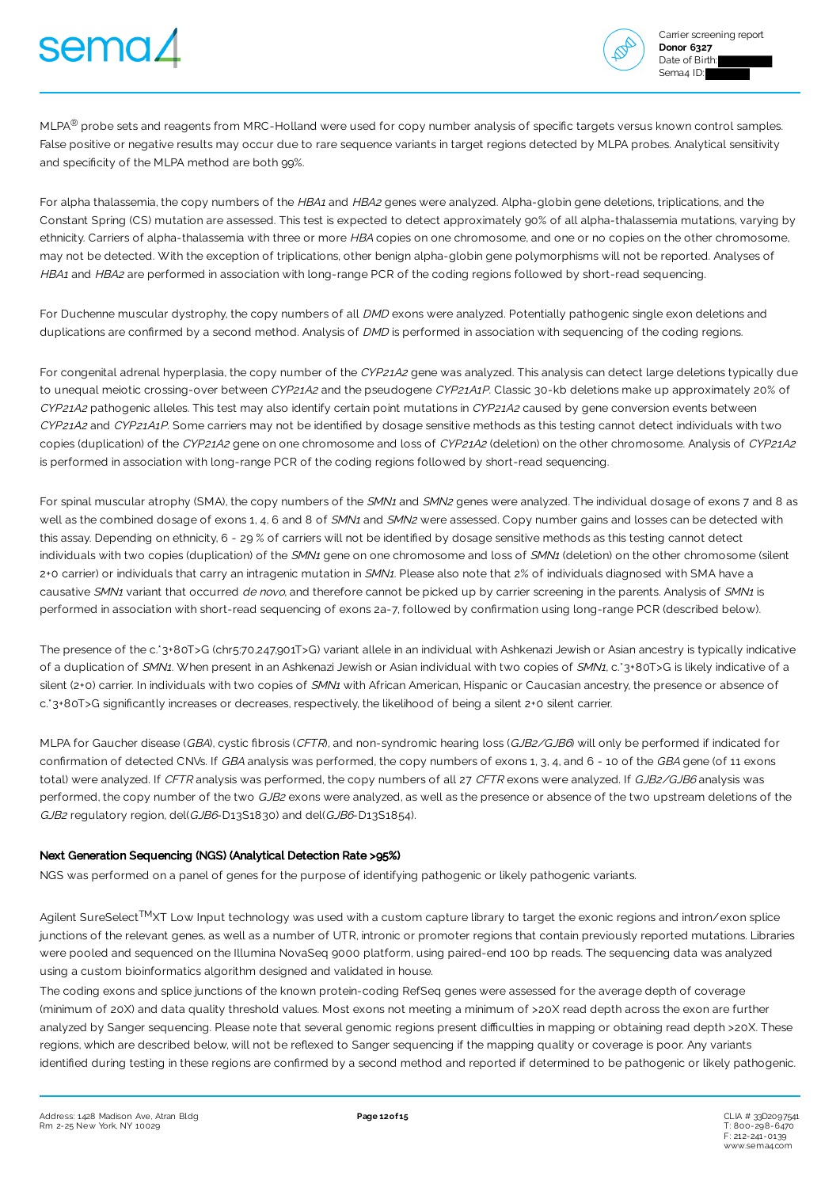MLPA® probe sets and reagents from MRC-Holland were used for copy number analysis of specific targets versus known control samples. False positive or negative results may occur due to rare sequence variants in target regions detected by MLPA probes. Analytical sensitivity and specificity of the MLPA method are both 99%.

For alpha thalassemia, the copy numbers of the *HBA1* and *HBA2* genes were analyzed. Alpha-globin gene deletions, triplications, and the Constant Spring (CS) mutation are assessed. This test is expected to detect approximately 90% of all alpha-thalassemia mutations, varying by ethnicity. Carriers of alpha-thalassemia with three or more *HBA* copies on one chromosome, and one or no copies on the other chromosome, may not be detected. With the exception of triplications, other benign alpha-globin gene polymorphisms will not be reported. Analyses of *HBA1* and *HBA2* are performed in association with long-range PCR of the coding regions followed by short-read sequencing.

For Duchenne muscular dystrophy, the copy numbers of all *DMD* exons were analyzed. Potentially pathogenic single exon deletions and duplications are confirmed by a second method. Analysis of *DMD* is performed in association with sequencing of the coding regions.

For congenital adrenal hyperplasia, the copy number of the *CYP21A2* gene was analyzed. This analysis can detect large deletions typically due to unequal meiotic crossing-over between *CYP21A2* and the pseudogene *CYP21A1P*. Classic 30-kb deletions make up approximately 20% of *CYP21A2* pathogenic alleles. This test may also identify certain point mutations in *CYP21A2* caused by gene conversion events between *CYP21A2* and *CYP21A1P*. Some carriers may not be identified by dosage sensitive methods as this testing cannot detect individuals with two copies (duplication) of the *CYP21A2* gene on one chromosome and loss of *CYP21A2* (deletion) on the other chromosome. Analysis of *CYP21A2* is performed in association with long-range PCR of the coding regions followed by short-read sequencing.

For spinal muscular atrophy (SMA), the copy numbers of the *SMN1* and *SMN2* genes were analyzed. The individual dosage of exons 7 and 8 as well as the combined dosage of exons 1, 4, 6 and 8 of *SMN1* and *SMN2* were assessed. Copy number gains and losses can be detected with this assay. Depending on ethnicity, 6 - 29 % of carriers will not be identified by dosage sensitive methods as this testing cannot detect individuals with two copies (duplication) of the *SMN1* gene on one chromosome and loss of *SMN1* (deletion) on the other chromosome (silent 2+0 carrier) or individuals that carry an intragenic mutation in *SMN1*. Please also note that 2% of individuals diagnosed with SMA have a causative *SMN1* variant that occurred *de novo*, and therefore cannot be picked up by carrier screening in the parents. Analysis of *SMN1* is performed in association with short-read sequencing of exons 2a-7, followed by confirmation using long-range PCR (described below).

The presence of the c.*3+80T>G (chr5:70,247,901T>G) variant allele in an individual with Ashkenazi Jewish or Asian ancestry is typically indicative of a duplication of *SMN1*. When present in an Ashkenazi Jewish or Asian individual with two copies of *SMN1*, c.*3+80T>G is likely indicative of a silent (2+0) carrier. In individuals with two copies of *SMN1* with African American, Hispanic or Caucasian ancestry, the presence or absence of c.*3+80T>G significantly increases or decreases, respectively, the likelihood of being a silent 2+0 silent carrier.

MLPA for Gaucher disease (*GBA*), cystic fibrosis (*CFTR*), and non-syndromic hearing loss (*GJB2/GJB6*) will only be performed if indicated for confirmation of detected CNVs. If *GBA* analysis was performed, the copy numbers of exons 1, 3, 4, and 6 - 10 of the *GBA* gene (of 11 exons total) were analyzed. If *CFTR* analysis was performed, the copy numbers of all 27 *CFTR* exons were analyzed. If *GJB2/GJB6* analysis was performed, the copy number of the two *GJB2* exons were analyzed, as well as the presence or absence of the two upstream deletions of the *GJB2* regulatory region, del(*GJB6*-D13S1830) and del(*GJB6*-D13S1854).

**Next Generation Sequencing (NGS) (Analytical Detection Rate >95%)**

NGS was performed on a panel of genes for the purpose of identifying pathogenic or likely pathogenic variants.

Agilent SureSelect™XT Low Input technology was used with a custom capture library to target the exonic regions and intron/exon splice junctions of the relevant genes, as well as a number of UTR, intronic or promoter regions that contain previously reported mutations. Libraries were pooled and sequenced on the Illumina NovaSeq 6000 platform, using paired-end 100 bp reads. The sequencing data was analyzed using a custom bioinformatics algorithm designed and validated in house.

The coding exons and splice junctions of the known protein-coding RefSeq genes were assessed for the average depth of coverage (minimum of 20X) and data quality threshold values. Most exons not meeting a minimum of >20X read depth across the exon are further analyzed by Sanger sequencing. Please note that several genomic regions present difficulties in mapping or obtaining read depth >20X. These regions, which are described below, will not be reflexed to Sanger sequencing if the mapping quality or coverage is poor. Any variants identified during testing in these regions are confirmed by a second method and reported if determined to be pathogenic or likely pathogenic.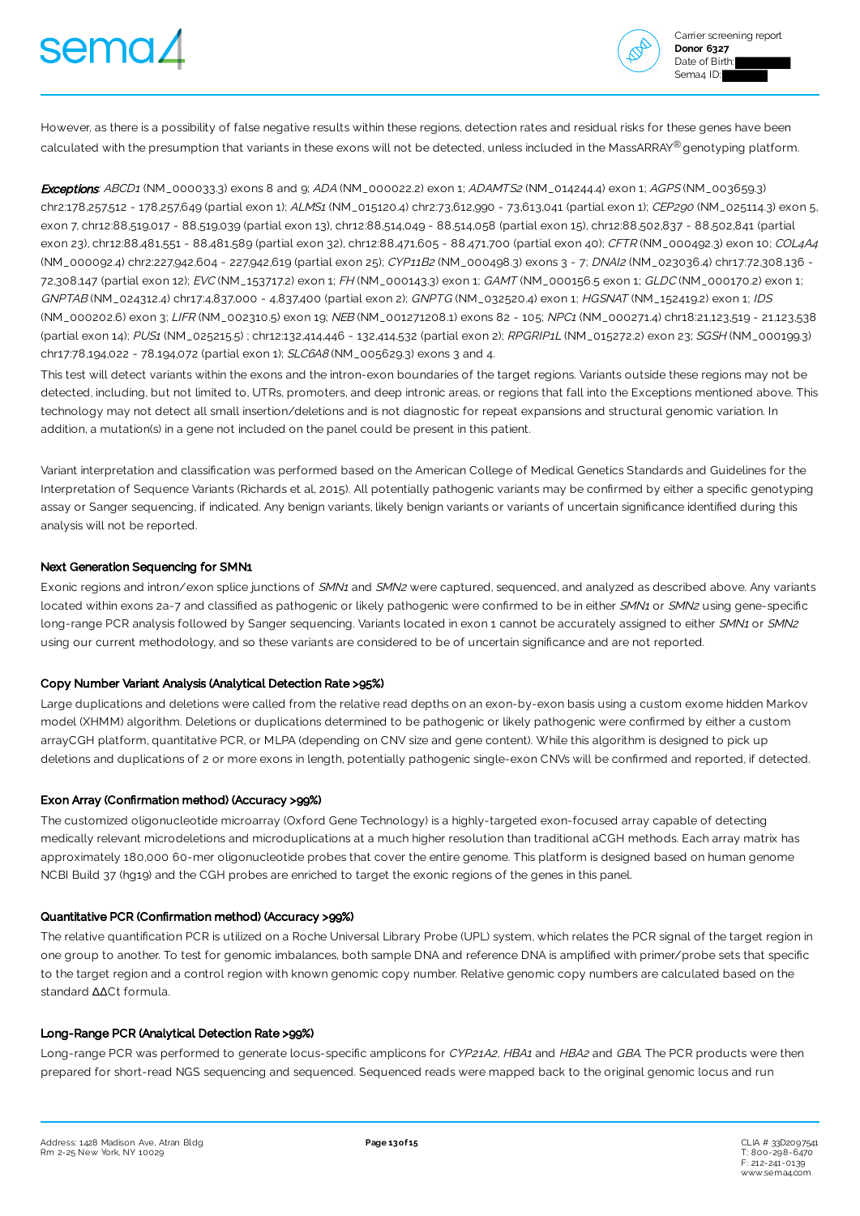However, as there is a possibility of false negative results within these regions, detection rates and residual risks for these genes have been calculated with the presumption that variants in these exons will not be detected, unless included in the MassARRAY® genotyping platform.

***Exceptions***: *ABCD1* (NM_000033.3) exons 8 and 9; *ADA* (NM_000022.2) exon 1; *ADAMTS2* (NM_014244.4) exon 1; *AGPS* (NM_003659.3) chr2:178,257,512 - 178,257,649 (partial exon 1); *ALMS1* (NM_015120.4) chr2:73,612,990 - 73,613,041 (partial exon 1); *CEP290* (NM_025114.3) exon 5, exon 7, chr12:88,519,017 - 88,519,039 (partial exon 13), chr12:88,514,049 - 88,514,058 (partial exon 15), chr12:88,502,837 - 88,502,841 (partial exon 23), chr12:88,481,551 - 88,481,589 (partial exon 32), chr12:88,471,605 - 88,471,700 (partial exon 40); *CFTR* (NM_000492.3) exon 10; *COL4A4* (NM_000092.4) chr2:227,942,604 - 227,942,619 (partial exon 25); *CYP11B2* (NM_000498.3) exons 3 - 7; *DNAI2* (NM_023036.4) chr17:72,308,136 - 72,308,147 (partial exon 12); *EVC* (NM_153717.2) exon 1; *FH* (NM_000143.3) exon 1; *GAMT* (NM_000156.5 exon 1; *GLDC* (NM_000170.2) exon 1; *GNPTAB* (NM_024312.4) chr17:4,837,000 - 4,837,400 (partial exon 2); *GNPTG* (NM_032520.4) exon 1; *HGSNAT* (NM_152419.2) exon 1; *IDS* (NM_000202.6) exon 3; *LIFR* (NM_002310.5) exon 19; *NEB* (NM_001271208.1) exons 82 - 105; *NPC1* (NM_000271.4) chr18:21,123,519 - 21,123,538 (partial exon 14); *PUS1* (NM_025215.5) ; chr12:132,414,446 - 132,414,532 (partial exon 2); *RPGRIP1L* (NM_015272.2) exon 23; *SGSH* (NM_000199.3) chr17:78,194,022 - 78,194,072 (partial exon 1); *SLC6A8* (NM_005629.3) exons 3 and 4.

This test will detect variants within the exons and the intron-exon boundaries of the target regions. Variants outside these regions may not be detected, including, but not limited to, UTRs, promoters, and deep intronic areas, or regions that fall into the Exceptions mentioned above. This technology may not detect all small insertion/deletions and is not diagnostic for repeat expansions and structural genomic variation. In addition, a mutation(s) in a gene not included on the panel could be present in this patient.

Variant interpretation and classification was performed based on the American College of Medical Genetics Standards and Guidelines for the Interpretation of Sequence Variants (Richards et al, 2015). All potentially pathogenic variants may be confirmed by either a specific genotyping assay or Sanger sequencing, if indicated. Any benign variants, likely benign variants or variants of uncertain significance identified during this analysis will not be reported.

### Next Generation Sequencing for SMN1

Exonic regions and intron/exon splice junctions of *SMN1* and *SMN2* were captured, sequenced, and analyzed as described above. Any variants located within exons 2a-7 and classified as pathogenic or likely pathogenic were confirmed to be in either *SMN1* or *SMN2* using gene-specific long-range PCR analysis followed by Sanger sequencing. Variants located in exon 1 cannot be accurately assigned to either *SMN1* or *SMN2* using our current methodology, and so these variants are considered to be of uncertain significance and are not reported.

### Copy Number Variant Analysis (Analytical Detection Rate >95%)

Large duplications and deletions were called from the relative read depths on an exon-by-exon basis using a custom exome hidden Markov model (XHMM) algorithm. Deletions or duplications determined to be pathogenic or likely pathogenic were confirmed by either a custom arrayCGH platform, quantitative PCR, or MLPA (depending on CNV size and gene content). While this algorithm is designed to pick up deletions and duplications of 2 or more exons in length, potentially pathogenic single-exon CNVs will be confirmed and reported, if detected.

### Exon Array (Confirmation method) (Accuracy >99%)

The customized oligonucleotide microarray (Oxford Gene Technology) is a highly-targeted exon-focused array capable of detecting medically relevant microdeletions and microduplications at a much higher resolution than traditional aCGH methods. Each array matrix has approximately 180,000 60-mer oligonucleotide probes that cover the entire genome. This platform is designed based on human genome NCBI Build 37 (hg19) and the CGH probes are enriched to target the exonic regions of the genes in this panel.

### Quantitative PCR (Confirmation method) (Accuracy >99%)

The relative quantification PCR is utilized on a Roche Universal Library Probe (UPL) system, which relates the PCR signal of the target region in one group to another. To test for genomic imbalances, both sample DNA and reference DNA is amplified with primer/probe sets that specific to the target region and a control region with known genomic copy number. Relative genomic copy numbers are calculated based on the standard $\Delta\Delta$Ct formula.

### Long-Range PCR (Analytical Detection Rate >99%)

Long-range PCR was performed to generate locus-specific amplicons for *CYP21A2*, *HBA1* and *HBA2* and *GBA*. The PCR products were then prepared for short-read NGS sequencing and sequenced. Sequenced reads were mapped back to the original genomic locus and run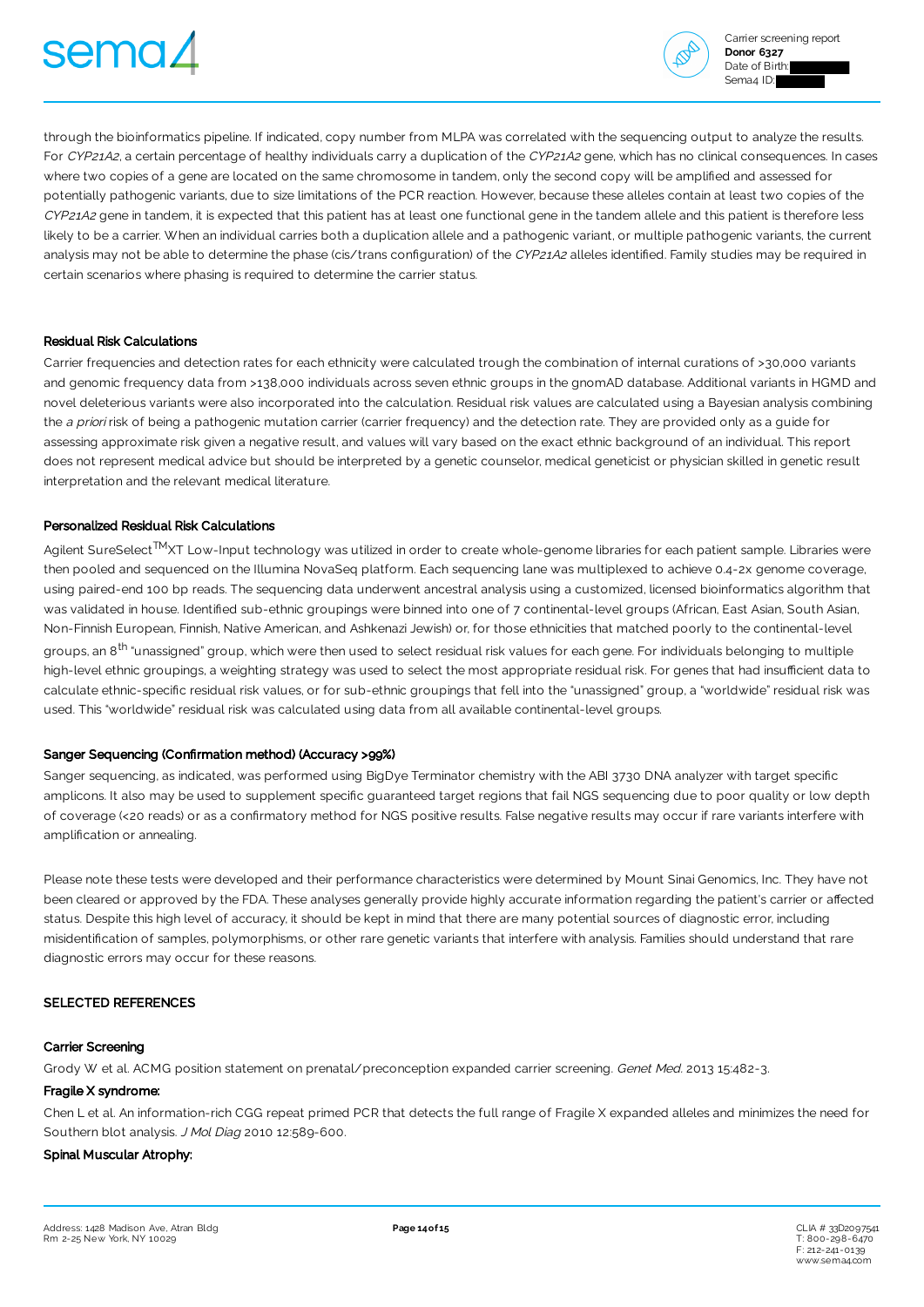through the bioinformatics pipeline. If indicated, copy number from MLPA was correlated with the sequencing output to analyze the results. For *CYP21A2*, a certain percentage of healthy individuals carry a duplication of the *CYP21A2* gene, which has no clinical consequences. In cases where two copies of a gene are located on the same chromosome in tandem, only the second copy will be amplified and assessed for potentially pathogenic variants, due to size limitations of the PCR reaction. However, because these alleles contain at least two copies of the *CYP21A2* gene in tandem, it is expected that this patient has at least one functional gene in the tandem allele and this patient is therefore less likely to be a carrier. When an individual carries both a duplication allele and a pathogenic variant, or multiple pathogenic variants, the current analysis may not be able to determine the phase (cis/trans configuration) of the *CYP21A2* alleles identified. Family studies may be required in certain scenarios where phasing is required to determine the carrier status.

**Residual Risk Calculations**

Carrier frequencies and detection rates for each ethnicity were calculated trough the combination of internal curations of >30,000 variants and genomic frequency data from >138,000 individuals across seven ethnic groups in the gnomAD database. Additional variants in HGMD and novel deleterious variants were also incorporated into the calculation. Residual risk values are calculated using a Bayesian analysis combining the *a priori* risk of being a pathogenic mutation carrier (carrier frequency) and the detection rate. They are provided only as a guide for assessing approximate risk given a negative result, and values will vary based on the exact ethnic background of an individual. This report does not represent medical advice but should be interpreted by a genetic counselor, medical geneticist or physician skilled in genetic result interpretation and the relevant medical literature.

**Personalized Residual Risk Calculations**

Agilent SureSelect$^{TM}$XT Low-Input technology was utilized in order to create whole-genome libraries for each patient sample. Libraries were then pooled and sequenced on the Illumina NovaSeq platform. Each sequencing lane was multiplexed to achieve 0.4-2x genome coverage, using paired-end 100 bp reads. The sequencing data underwent ancestral analysis using a customized, licensed bioinformatics algorithm that was validated in house. Identified sub-ethnic groupings were binned into one of 7 continental-level groups (African, East Asian, South Asian, Non-Finnish European, Finnish, Native American, and Ashkenazi Jewish) or, for those ethnicities that matched poorly to the continental-level groups, an 8$^{th}$ "unassigned" group, which were then used to select residual risk values for each gene. For individuals belonging to multiple high-level ethnic groupings, a weighting strategy was used to select the most appropriate residual risk. For genes that had insufficient data to calculate ethnic-specific residual risk values, or for sub-ethnic groupings that fell into the "unassigned" group, a "worldwide" residual risk was used. This "worldwide" residual risk was calculated using data from all available continental-level groups.

**Sanger Sequencing (Confirmation method) (Accuracy >99%)**

Sanger sequencing, as indicated, was performed using BigDye Terminator chemistry with the ABI 3730 DNA analyzer with target specific amplicons. It also may be used to supplement specific guaranteed target regions that fail NGS sequencing due to poor quality or low depth of coverage (<20 reads) or as a confirmatory method for NGS positive results. False negative results may occur if rare variants interfere with amplification or annealing.

Please note these tests were developed and their performance characteristics were determined by Mount Sinai Genomics, Inc. They have not been cleared or approved by the FDA. These analyses generally provide highly accurate information regarding the patient's carrier or affected status. Despite this high level of accuracy, it should be kept in mind that there are many potential sources of diagnostic error, including misidentification of samples, polymorphisms, or other rare genetic variants that interfere with analysis. Families should understand that rare diagnostic errors may occur for these reasons.

## SELECTED REFERENCES

**Carrier Screening**

Grody W et al. ACMG position statement on prenatal/preconception expanded carrier screening. *Genet Med.* 2013 15:482-3.

**Fragile X syndrome:**

Chen L et al. An information-rich CGG repeat primed PCR that detects the full range of Fragile X expanded alleles and minimizes the need for Southern blot analysis. *J Mol Diag* 2010 12:589-600.

**Spinal Muscular Atrophy:**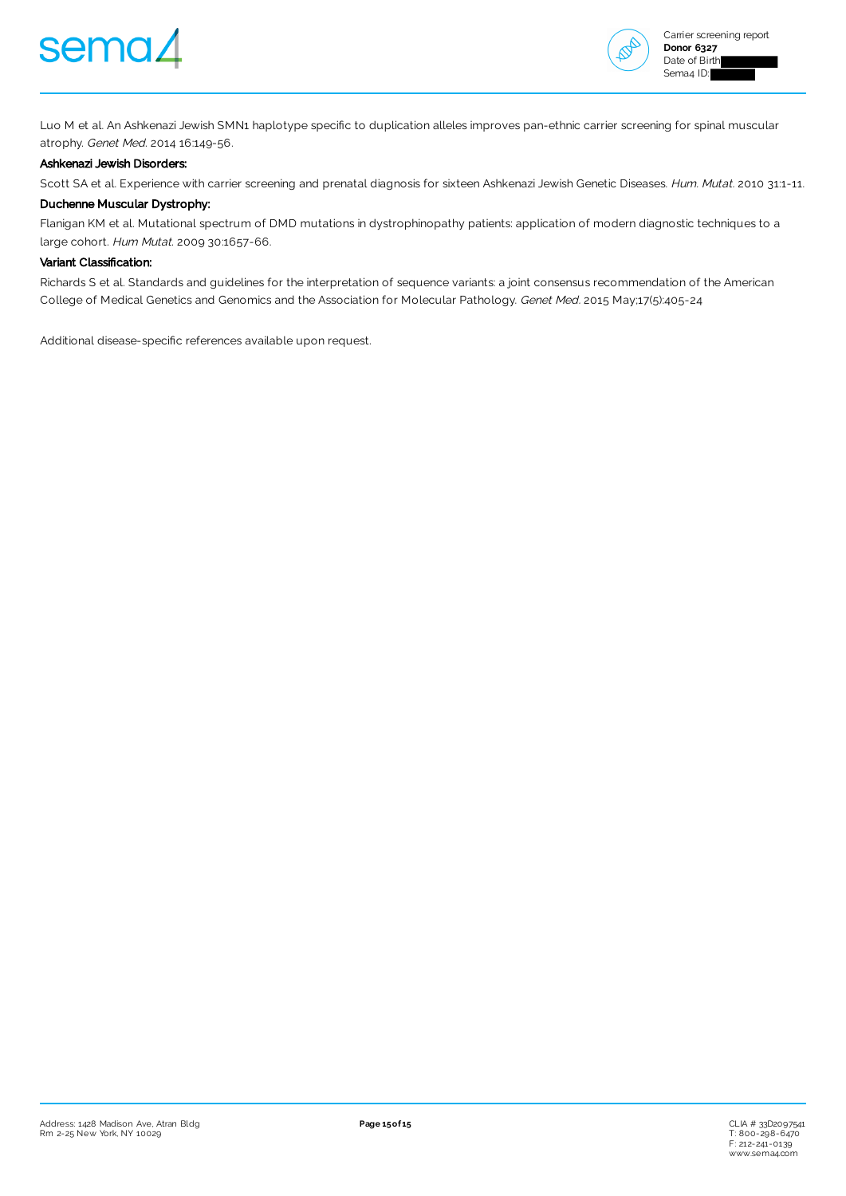Luo M et al. An Ashkenazi Jewish SMN1 haplotype specific to duplication alleles improves pan-ethnic carrier screening for spinal muscular atrophy. *Genet Med.* 2014 16:149-56.

**Ashkenazi Jewish Disorders:**

Scott SA et al. Experience with carrier screening and prenatal diagnosis for sixteen Ashkenazi Jewish Genetic Diseases. *Hum. Mutat.* 2010 31:1-11.

**Duchenne Muscular Dystrophy:**

Flanigan KM et al. Mutational spectrum of DMD mutations in dystrophinopathy patients: application of modern diagnostic techniques to a large cohort. *Hum Mutat.* 2009 30:1657-66.

**Variant Classification:**

Richards S et al. Standards and guidelines for the interpretation of sequence variants: a joint consensus recommendation of the American College of Medical Genetics and Genomics and the Association for Molecular Pathology. *Genet Med.* 2015 May;17(5):405-24

Additional disease-specific references available upon request.